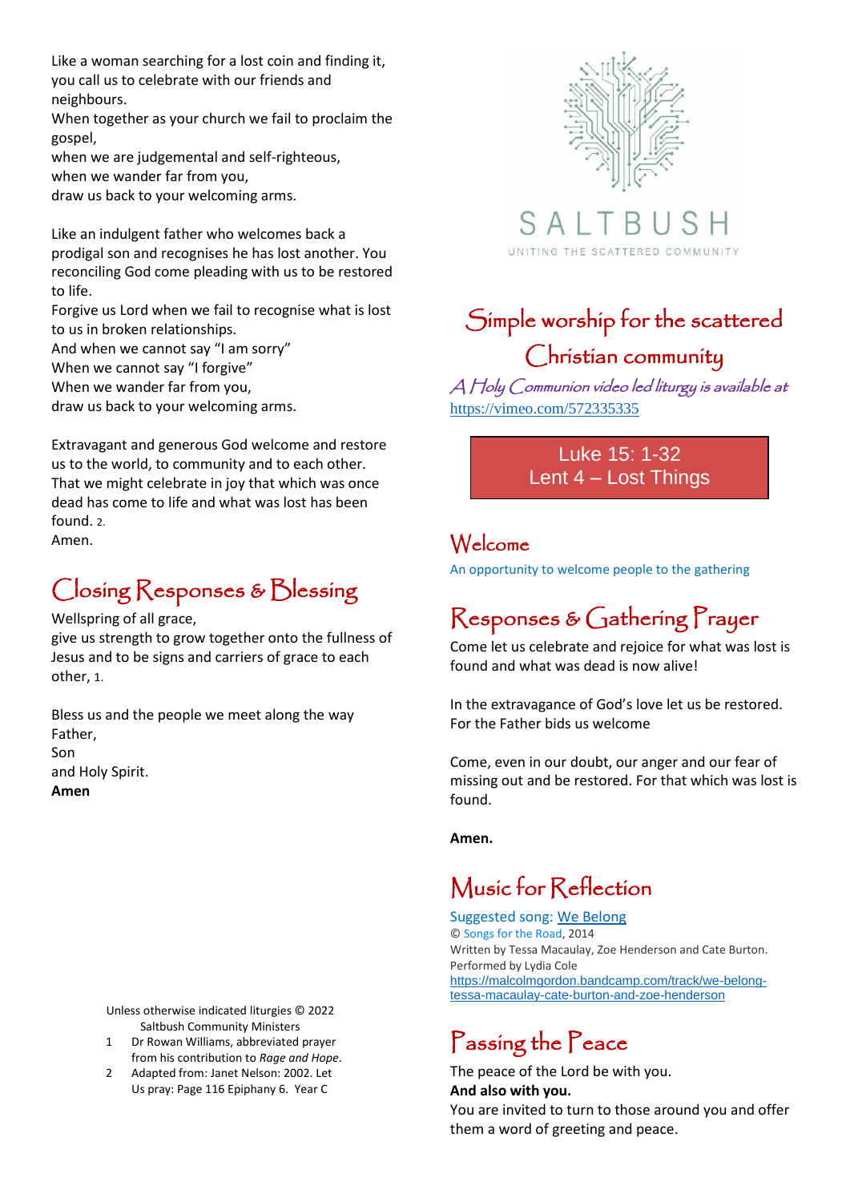Like a woman searching for a lost coin and finding it, you call us to celebrate with our friends and neighbours.
When together as your church we fail to proclaim the gospel,
when we are judgemental and self-righteous,
when we wander far from you,
draw us back to your welcoming arms.

Like an indulgent father who welcomes back a prodigal son and recognises he has lost another. You reconciling God come pleading with us to be restored to life.
Forgive us Lord when we fail to recognise what is lost to us in broken relationships.
And when we cannot say "I am sorry"
When we cannot say "I forgive"
When we wander far from you,
draw us back to your welcoming arms.

Extravagant and generous God welcome and restore us to the world, to community and to each other.
That we might celebrate in joy that which was once dead has come to life and what was lost has been found. 2.
Amen.

## Closing Responses & Blessing

Wellspring of all grace,
give us strength to grow together onto the fullness of Jesus and to be signs and carriers of grace to each other, 1.

Bless us and the people we meet along the way
Father,
Son
and Holy Spirit.
**Amen**

Unless otherwise indicated liturgies © 2022 Saltbush Community Ministers

1 Dr Rowan Williams, abbreviated prayer from his contribution to *Rage and Hope*.
2 Adapted from: Janet Nelson: 2002. Let Us pray: Page 116 Epiphany 6. Year C

SALTBUSH
UNITING THE SCATTERED COMMUNITY

# Simple worship for the scattered Christian community

*A Holy Communion video led liturgy is available at* https://vimeo.com/572335335

**Luke 15: 1-32**
**Lent 4 – Lost Things**

## Welcome

An opportunity to welcome people to the gathering

## Responses & Gathering Prayer

Come let us celebrate and rejoice for what was lost is found and what was dead is now alive!

In the extravagance of God's love let us be restored.
For the Father bids us welcome

Come, even in our doubt, our anger and our fear of missing out and be restored. For that which was lost is found.

**Amen.**

## Music for Reflection

Suggested song: We Belong
© Songs for the Road, 2014
Written by Tessa Macaulay, Zoe Henderson and Cate Burton.
Performed by Lydia Cole
https://malcolmgordon.bandcamp.com/track/we-belong-tessa-macaulay-cate-burton-and-zoe-henderson

## Passing the Peace

The peace of the Lord be with you.
**And also with you.**
You are invited to turn to those around you and offer them a word of greeting and peace.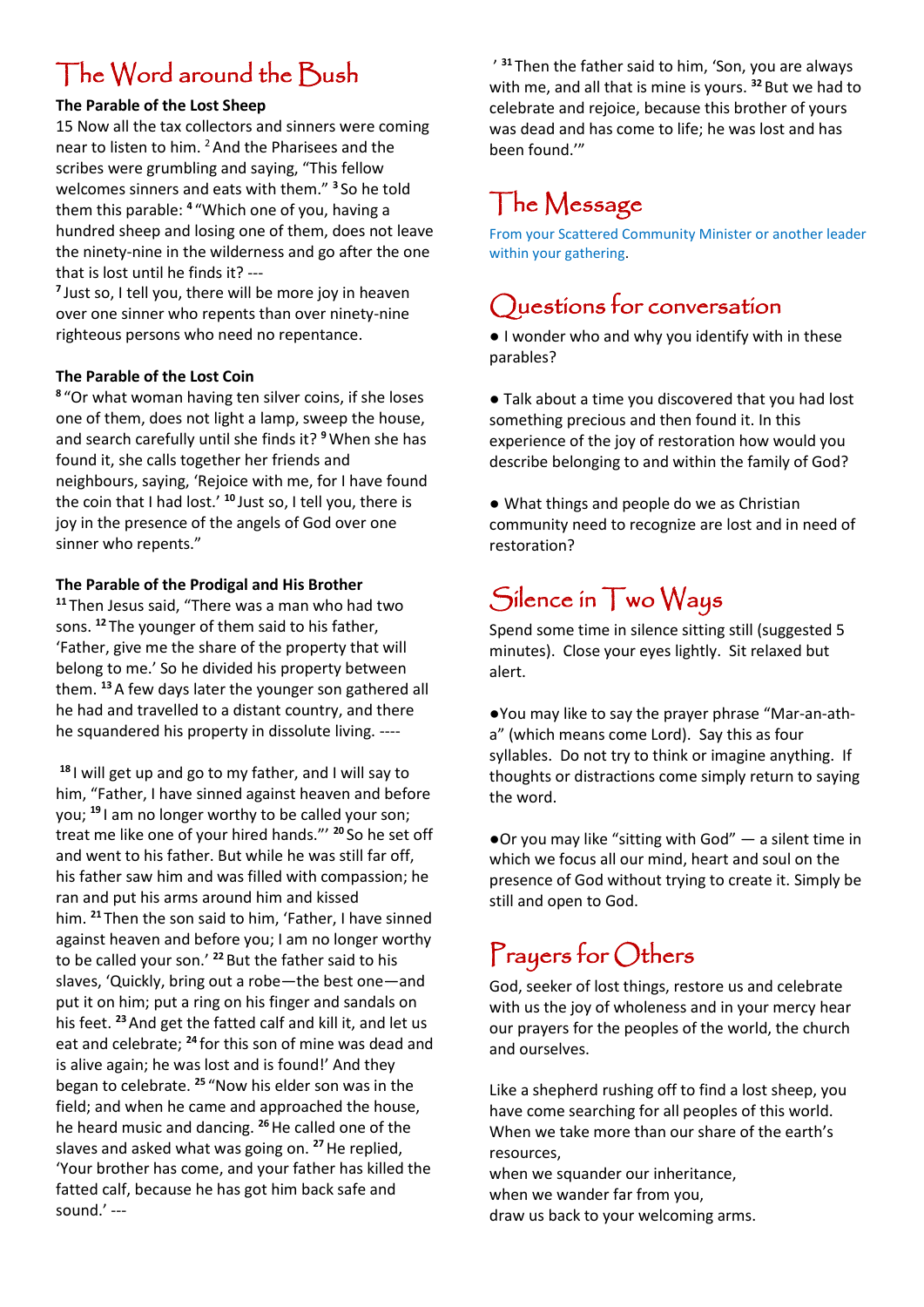# The Word around the Bush

**The Parable of the Lost Sheep**

15 Now all the tax collectors and sinners were coming near to listen to him. [2] And the Pharisees and the scribes were grumbling and saying, "This fellow welcomes sinners and eats with them." [3] So he told them this parable: [4] "Which one of you, having a hundred sheep and losing one of them, does not leave the ninety-nine in the wilderness and go after the one that is lost until he finds it? ---

[7] Just so, I tell you, there will be more joy in heaven over one sinner who repents than over ninety-nine righteous persons who need no repentance.

**The Parable of the Lost Coin**

[8] "Or what woman having ten silver coins, if she loses one of them, does not light a lamp, sweep the house, and search carefully until she finds it? [9] When she has found it, she calls together her friends and neighbours, saying, 'Rejoice with me, for I have found the coin that I had lost.' [10] Just so, I tell you, there is joy in the presence of the angels of God over one sinner who repents."

**The Parable of the Prodigal and His Brother**

[11] Then Jesus said, "There was a man who had two sons. [12] The younger of them said to his father, 'Father, give me the share of the property that will belong to me.' So he divided his property between them. [13] A few days later the younger son gathered all he had and travelled to a distant country, and there he squandered his property in dissolute living. ----

[18] I will get up and go to my father, and I will say to him, "Father, I have sinned against heaven and before you; [19] I am no longer worthy to be called your son; treat me like one of your hired hands."' [20] So he set off and went to his father. But while he was still far off, his father saw him and was filled with compassion; he ran and put his arms around him and kissed him. [21] Then the son said to him, 'Father, I have sinned against heaven and before you; I am no longer worthy to be called your son.' [22] But the father said to his slaves, 'Quickly, bring out a robe—the best one—and put it on him; put a ring on his finger and sandals on his feet. [23] And get the fatted calf and kill it, and let us eat and celebrate; [24] for this son of mine was dead and is alive again; he was lost and is found!' And they began to celebrate. [25] "Now his elder son was in the field; and when he came and approached the house, he heard music and dancing. [26] He called one of the slaves and asked what was going on. [27] He replied, 'Your brother has come, and your father has killed the fatted calf, because he has got him back safe and sound.' ---

' [31] Then the father said to him, 'Son, you are always with me, and all that is mine is yours. [32] But we had to celebrate and rejoice, because this brother of yours was dead and has come to life; he was lost and has been found.'"

# The Message

From your Scattered Community Minister or another leader within your gathering.

# Questions for conversation

● I wonder who and why you identify with in these parables?

● Talk about a time you discovered that you had lost something precious and then found it. In this experience of the joy of restoration how would you describe belonging to and within the family of God?

● What things and people do we as Christian community need to recognize are lost and in need of restoration?

# Silence in Two Ways

Spend some time in silence sitting still (suggested 5 minutes). Close your eyes lightly. Sit relaxed but alert.

●You may like to say the prayer phrase "Mar-an-ath-a" (which means come Lord). Say this as four syllables. Do not try to think or imagine anything. If thoughts or distractions come simply return to saying the word.

●Or you may like "sitting with God" — a silent time in which we focus all our mind, heart and soul on the presence of God without trying to create it. Simply be still and open to God.

# Prayers for Others

God, seeker of lost things, restore us and celebrate with us the joy of wholeness and in your mercy hear our prayers for the peoples of the world, the church and ourselves.

Like a shepherd rushing off to find a lost sheep, you have come searching for all peoples of this world.
When we take more than our share of the earth's resources,
when we squander our inheritance,
when we wander far from you,
draw us back to your welcoming arms.